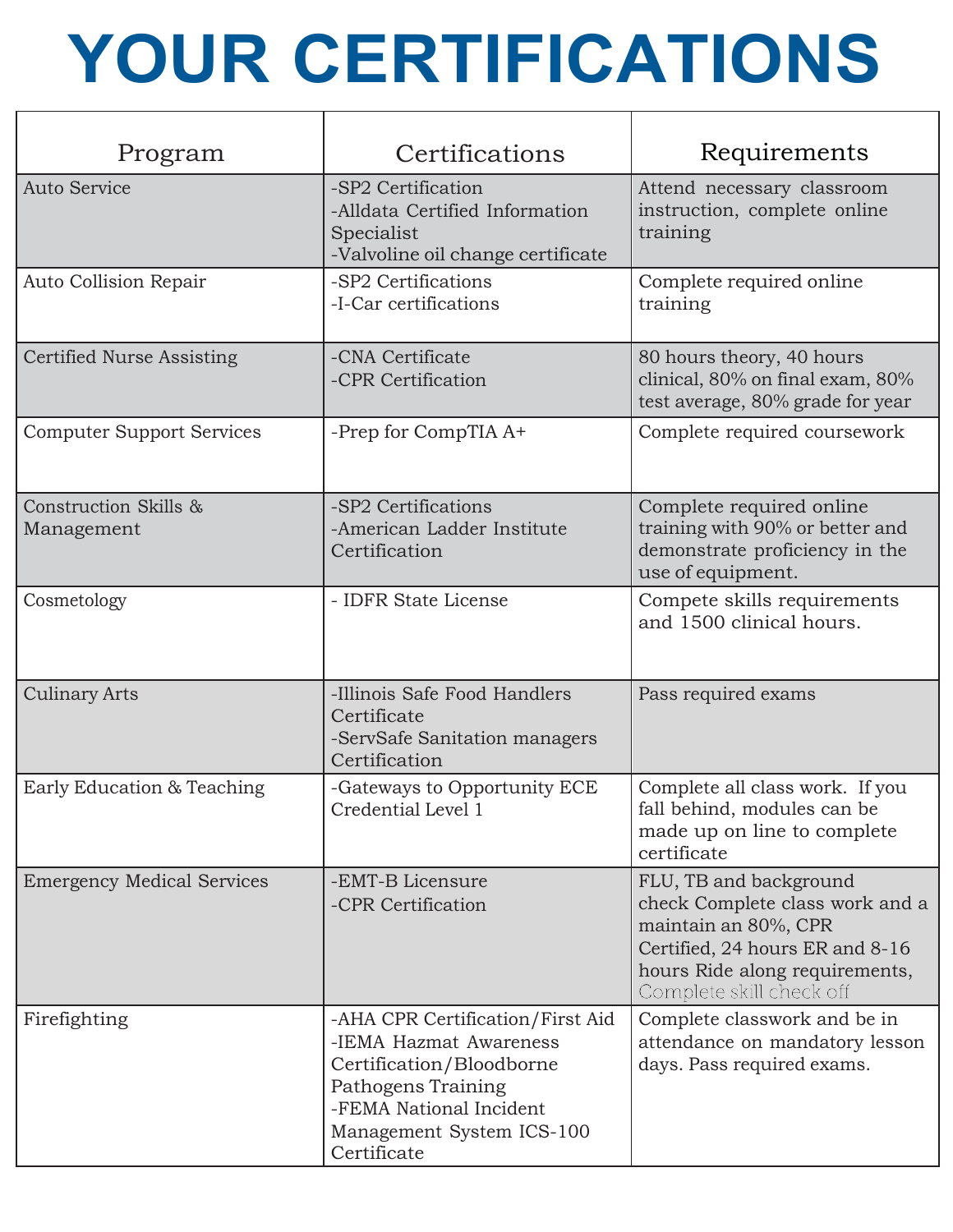# YOUR CERTIFICATIONS

| Program | Certifications | Requirements |
|---|---|---|
| Auto Service | -SP2 Certification<br>-Alldata Certified Information Specialist<br>-Valvoline oil change certificate | Attend necessary classroom instruction, complete online training |
| Auto Collision Repair | -SP2 Certifications<br>-I-Car certifications | Complete required online training |
| Certified Nurse Assisting | -CNA Certificate<br>-CPR Certification | 80 hours theory, 40 hours clinical, 80% on final exam, 80% test average, 80% grade for year |
| Computer Support Services | -Prep for CompTIA A+ | Complete required coursework |
| Construction Skills & Management | -SP2 Certifications<br>-American Ladder Institute Certification | Complete required online training with 90% or better and demonstrate proficiency in the use of equipment. |
| Cosmetology | - IDFR State License | Compete skills requirements and 1500 clinical hours. |
| Culinary Arts | -Illinois Safe Food Handlers Certificate<br>-ServSafe Sanitation managers Certification | Pass required exams |
| Early Education & Teaching | -Gateways to Opportunity ECE Credential Level 1 | Complete all class work. If you fall behind, modules can be made up on line to complete certificate |
| Emergency Medical Services | -EMT-B Licensure<br>-CPR Certification | FLU, TB and background check Complete class work and a maintain an 80%, CPR Certified, 24 hours ER and 8-16 hours Ride along requirements, Complete skill check off |
| Firefighting | -AHA CPR Certification/First Aid<br>-IEMA Hazmat Awareness Certification/Bloodborne Pathogens Training<br>-FEMA National Incident Management System ICS-100 Certificate | Complete classwork and be in attendance on mandatory lesson days. Pass required exams. |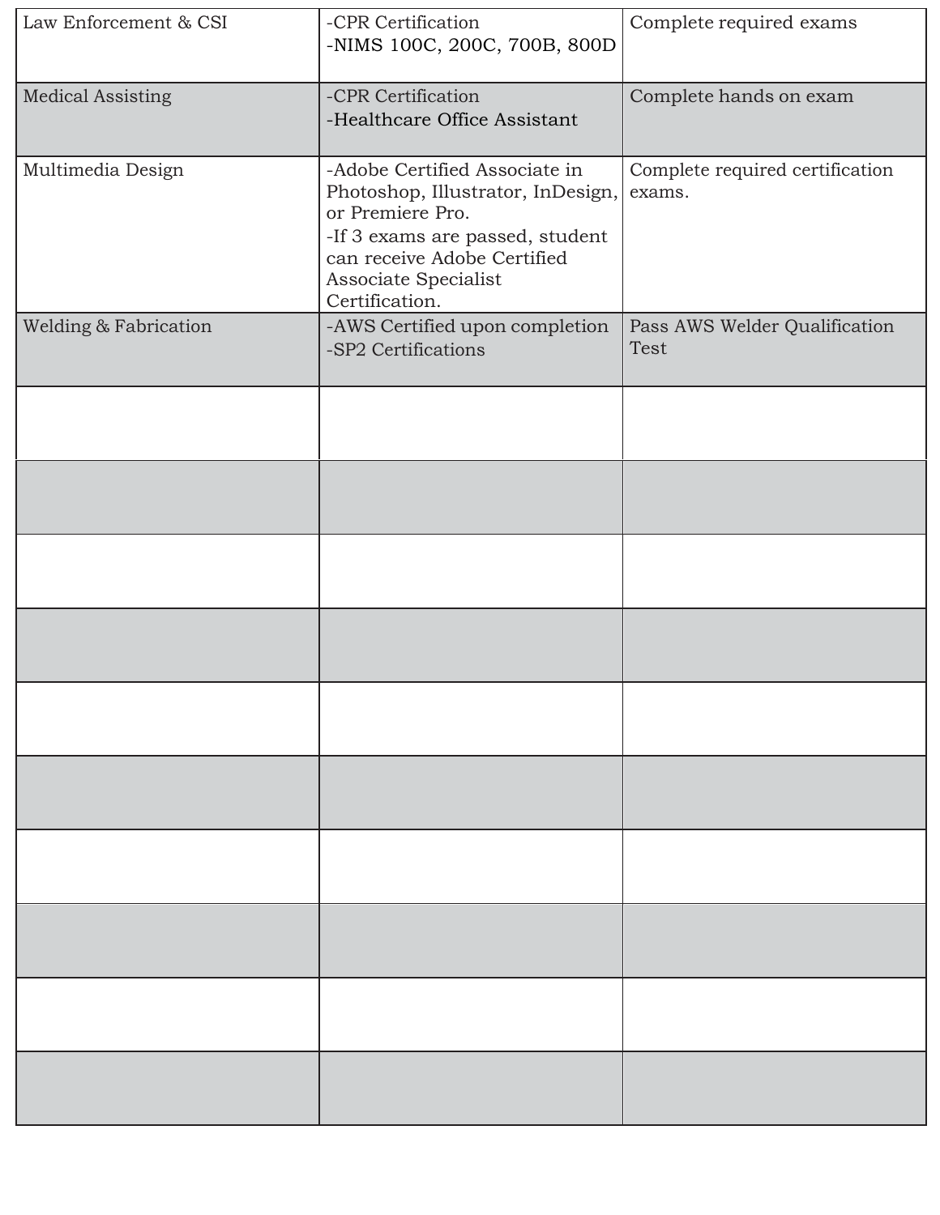| | | |
|---|---|---|
| Law Enforcement & CSI | -CPR Certification<br>-NIMS 100C, 200C, 700B, 800D | Complete required exams |
| Medical Assisting | -CPR Certification<br>-Healthcare Office Assistant | Complete hands on exam |
| Multimedia Design | -Adobe Certified Associate in Photoshop, Illustrator, InDesign, or Premiere Pro.<br>-If 3 exams are passed, student can receive Adobe Certified Associate Specialist Certification. | Complete required certification exams. |
| Welding & Fabrication | -AWS Certified upon completion<br>-SP2 Certifications | Pass AWS Welder Qualification Test |
| | | |
| | | |
| | | |
| | | |
| | | |
| | | |
| | | |
| | | |
| | | |
| | | |